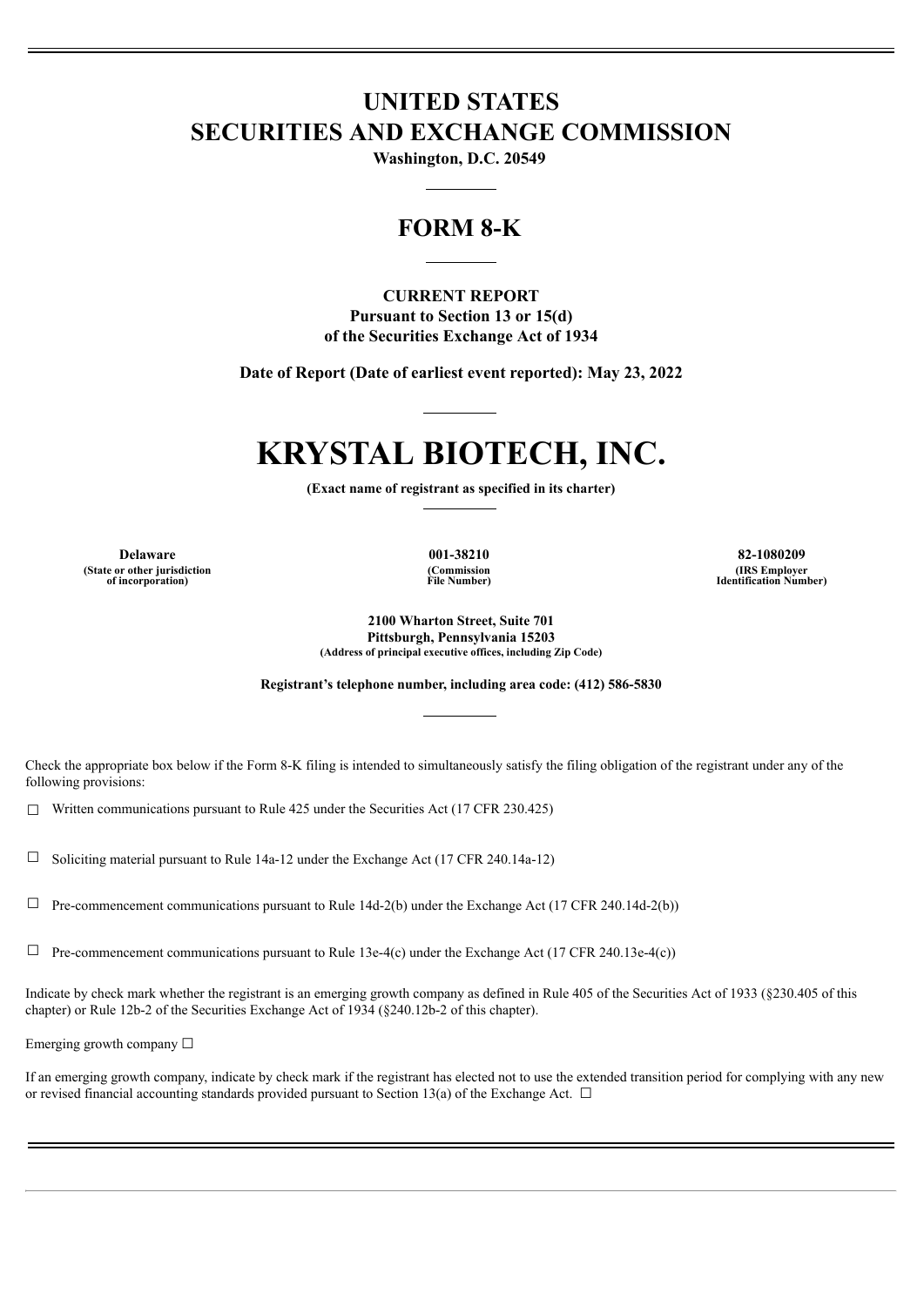# UNITED STATES
# SECURITIES AND EXCHANGE COMMISSION

**Washington, D.C. 20549**

## FORM 8-K

**CURRENT REPORT**
**Pursuant to Section 13 or 15(d)**
**of the Securities Exchange Act of 1934**

**Date of Report (Date of earliest event reported): May 23, 2022**

# KRYSTAL BIOTECH, INC.

**(Exact name of registrant as specified in its charter)**

| Delaware | 001-38210 | 82-1080209 |
|---|---|---|
| (State or other jurisdiction of incorporation) | (Commission File Number) | (IRS Employer Identification Number) |

**2100 Wharton Street, Suite 701**
**Pittsburgh, Pennsylvania 15203**
**(Address of principal executive offices, including Zip Code)**

**Registrant's telephone number, including area code: (412) 586-5830**

Check the appropriate box below if the Form 8-K filing is intended to simultaneously satisfy the filing obligation of the registrant under any of the following provisions:

☐ Written communications pursuant to Rule 425 under the Securities Act (17 CFR 230.425)

☐ Soliciting material pursuant to Rule 14a-12 under the Exchange Act (17 CFR 240.14a-12)

☐ Pre-commencement communications pursuant to Rule 14d-2(b) under the Exchange Act (17 CFR 240.14d-2(b))

☐ Pre-commencement communications pursuant to Rule 13e-4(c) under the Exchange Act (17 CFR 240.13e-4(c))

Indicate by check mark whether the registrant is an emerging growth company as defined in Rule 405 of the Securities Act of 1933 (§230.405 of this chapter) or Rule 12b-2 of the Securities Exchange Act of 1934 (§240.12b-2 of this chapter).

Emerging growth company ☐

If an emerging growth company, indicate by check mark if the registrant has elected not to use the extended transition period for complying with any new or revised financial accounting standards provided pursuant to Section 13(a) of the Exchange Act. ☐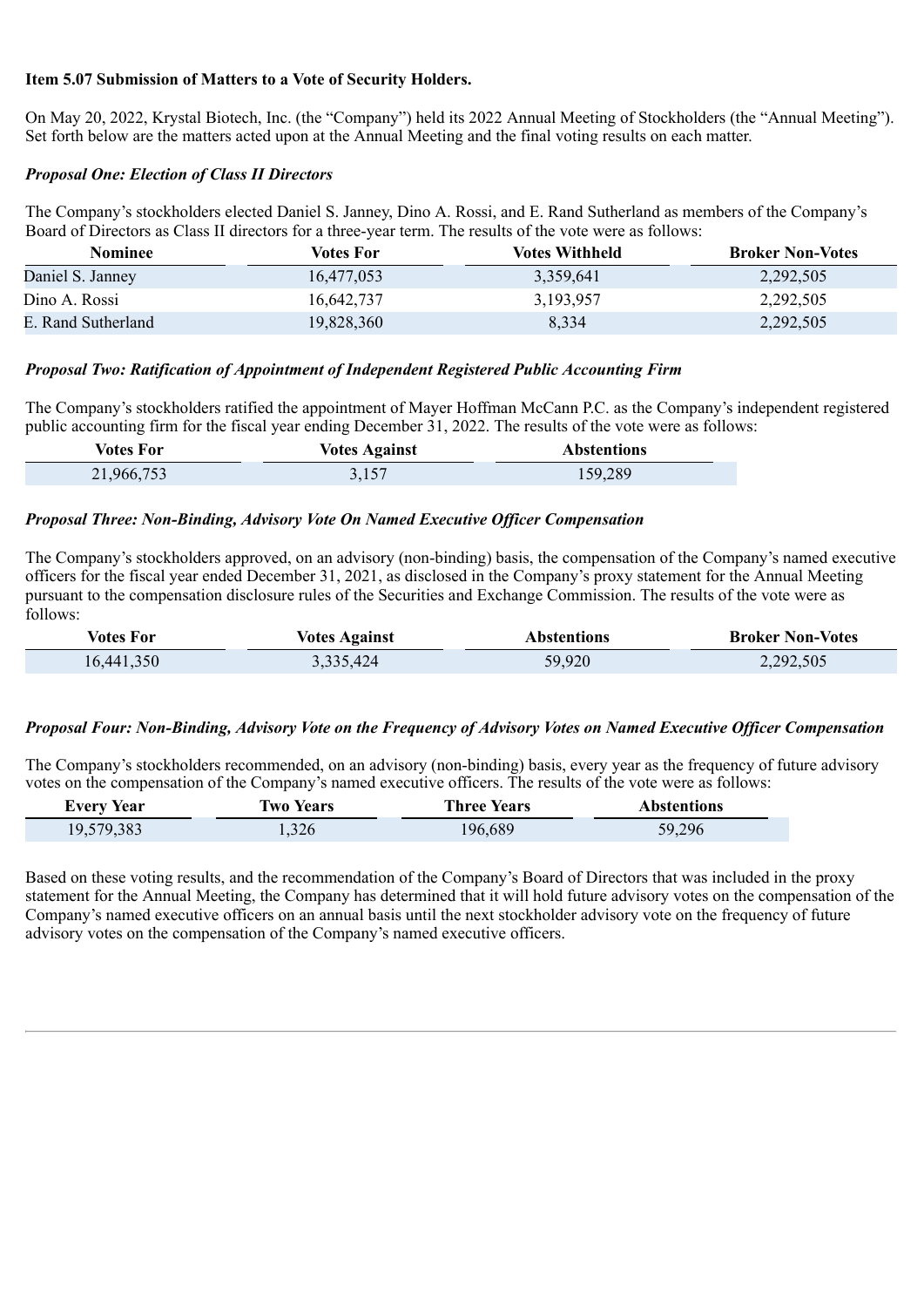**Item 5.07 Submission of Matters to a Vote of Security Holders.**

On May 20, 2022, Krystal Biotech, Inc. (the "Company") held its 2022 Annual Meeting of Stockholders (the "Annual Meeting"). Set forth below are the matters acted upon at the Annual Meeting and the final voting results on each matter.

***Proposal One: Election of Class II Directors***

The Company's stockholders elected Daniel S. Janney, Dino A. Rossi, and E. Rand Sutherland as members of the Company's Board of Directors as Class II directors for a three-year term. The results of the vote were as follows:

| Nominee | Votes For | Votes Withheld | Broker Non-Votes |
|---|---|---|---|
| Daniel S. Janney | 16,477,053 | 3,359,641 | 2,292,505 |
| Dino A. Rossi | 16,642,737 | 3,193,957 | 2,292,505 |
| E. Rand Sutherland | 19,828,360 | 8,334 | 2,292,505 |

***Proposal Two: Ratification of Appointment of Independent Registered Public Accounting Firm***

The Company's stockholders ratified the appointment of Mayer Hoffman McCann P.C. as the Company's independent registered public accounting firm for the fiscal year ending December 31, 2022. The results of the vote were as follows:

| Votes For | Votes Against | Abstentions |
|---|---|---|
| 21,966,753 | 3,157 | 159,289 |

***Proposal Three: Non-Binding, Advisory Vote On Named Executive Officer Compensation***

The Company's stockholders approved, on an advisory (non-binding) basis, the compensation of the Company's named executive officers for the fiscal year ended December 31, 2021, as disclosed in the Company's proxy statement for the Annual Meeting pursuant to the compensation disclosure rules of the Securities and Exchange Commission. The results of the vote were as follows:

| Votes For | Votes Against | Abstentions | Broker Non-Votes |
|---|---|---|---|
| 16,441,350 | 3,335,424 | 59,920 | 2,292,505 |

***Proposal Four: Non-Binding, Advisory Vote on the Frequency of Advisory Votes on Named Executive Officer Compensation***

The Company's stockholders recommended, on an advisory (non-binding) basis, every year as the frequency of future advisory votes on the compensation of the Company's named executive officers. The results of the vote were as follows:

| Every Year | Two Years | Three Years | Abstentions |
|---|---|---|---|
| 19,579,383 | 1,326 | 196,689 | 59,296 |

Based on these voting results, and the recommendation of the Company's Board of Directors that was included in the proxy statement for the Annual Meeting, the Company has determined that it will hold future advisory votes on the compensation of the Company's named executive officers on an annual basis until the next stockholder advisory vote on the frequency of future advisory votes on the compensation of the Company's named executive officers.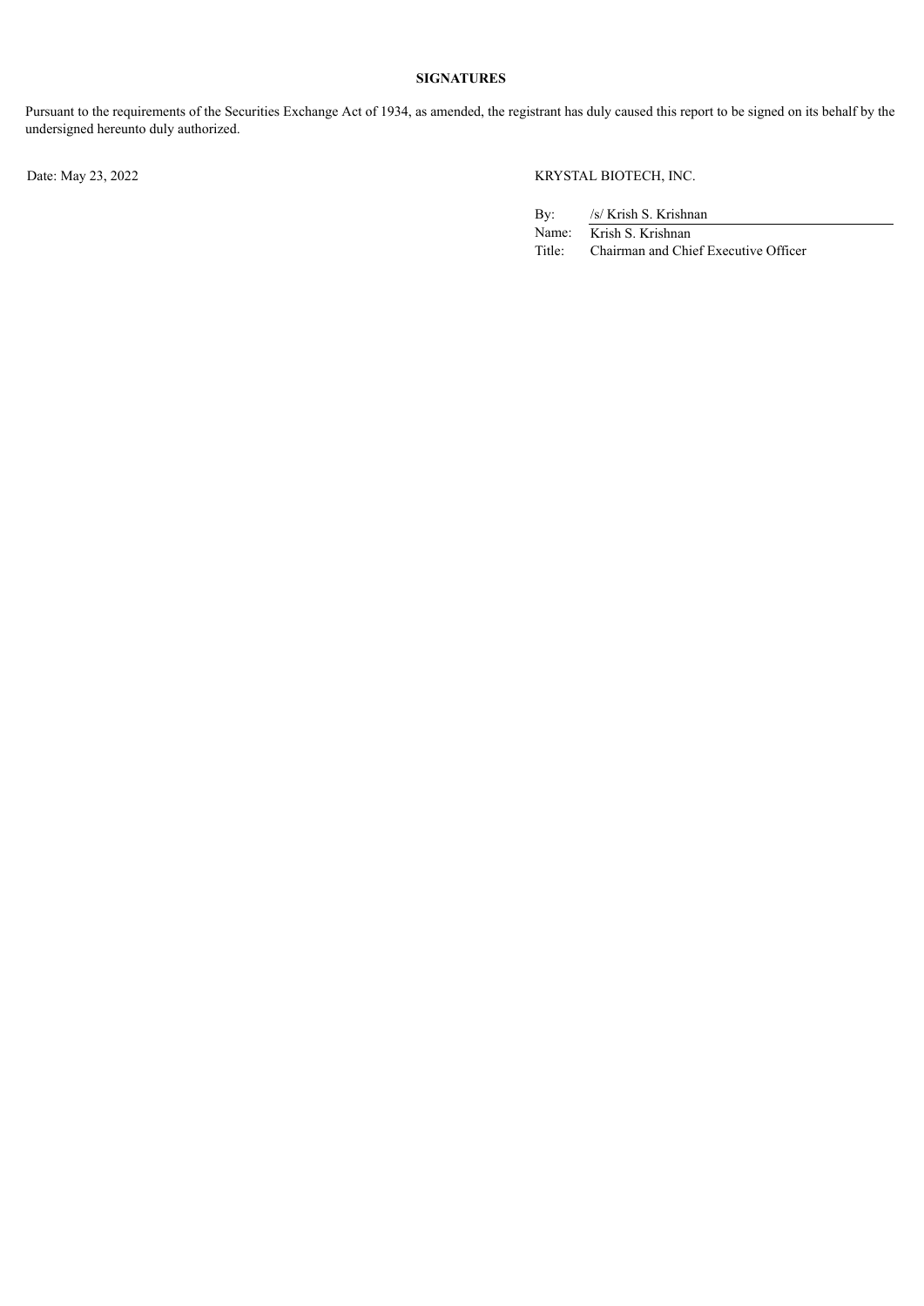**SIGNATURES**

Pursuant to the requirements of the Securities Exchange Act of 1934, as amended, the registrant has duly caused this report to be signed on its behalf by the undersigned hereunto duly authorized.

| | | |
|---|---|---|
| Date: May 23, 2022 | KRYSTAL BIOTECH, INC. | |
| | By: | /s/ Krish S. Krishnan |
| | Name: | Krish S. Krishnan |
| | Title: | Chairman and Chief Executive Officer |